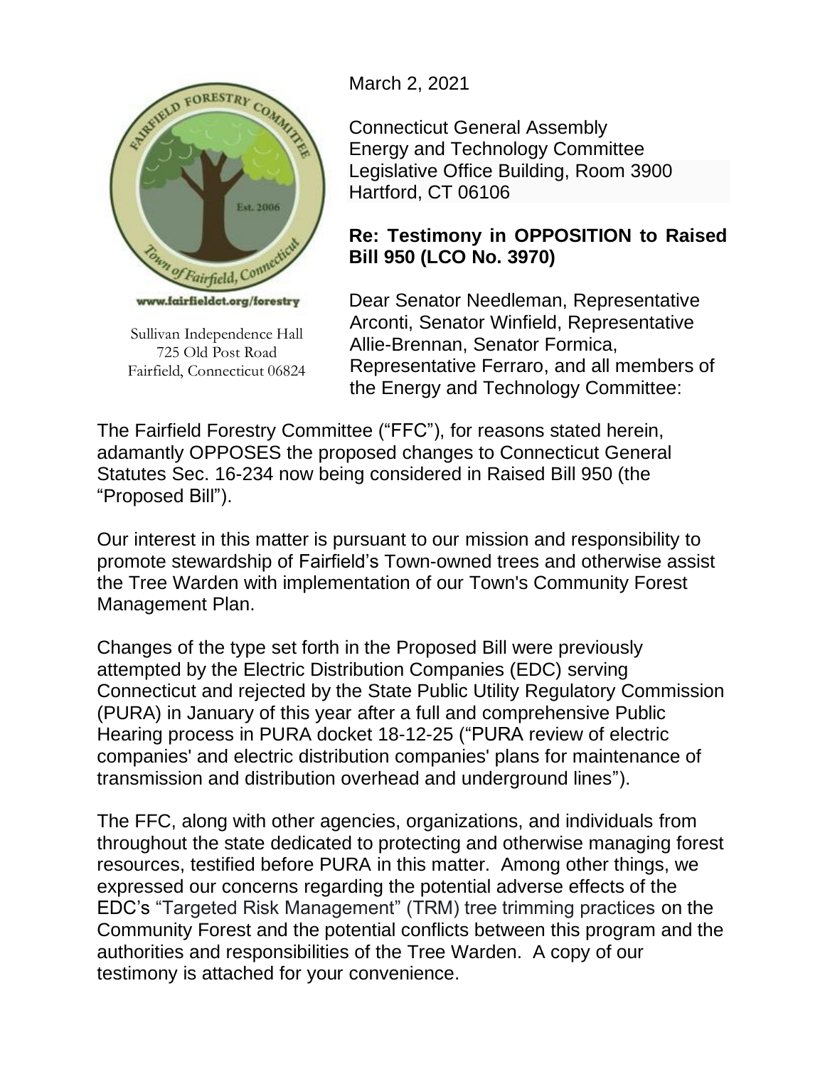www.fairfieldct.org/forestry

Sullivan Independence Hall
725 Old Post Road
Fairfield, Connecticut 06824

March 2, 2021

Connecticut General Assembly
Energy and Technology Committee
Legislative Office Building, Room 3900
Hartford, CT 06106

**Re: Testimony in OPPOSITION to Raised Bill 950 (LCO No. 3970)**

Dear Senator Needleman, Representative Arconti, Senator Winfield, Representative Allie-Brennan, Senator Formica, Representative Ferraro, and all members of the Energy and Technology Committee:

The Fairfield Forestry Committee ("FFC"), for reasons stated herein, adamantly OPPOSES the proposed changes to Connecticut General Statutes Sec. 16-234 now being considered in Raised Bill 950 (the "Proposed Bill").

Our interest in this matter is pursuant to our mission and responsibility to promote stewardship of Fairfield's Town-owned trees and otherwise assist the Tree Warden with implementation of our Town's Community Forest Management Plan.

Changes of the type set forth in the Proposed Bill were previously attempted by the Electric Distribution Companies (EDC) serving Connecticut and rejected by the State Public Utility Regulatory Commission (PURA) in January of this year after a full and comprehensive Public Hearing process in PURA docket 18-12-25 ("PURA review of electric companies' and electric distribution companies' plans for maintenance of transmission and distribution overhead and underground lines").

The FFC, along with other agencies, organizations, and individuals from throughout the state dedicated to protecting and otherwise managing forest resources, testified before PURA in this matter. Among other things, we expressed our concerns regarding the potential adverse effects of the EDC's "Targeted Risk Management" (TRM) tree trimming practices on the Community Forest and the potential conflicts between this program and the authorities and responsibilities of the Tree Warden. A copy of our testimony is attached for your convenience.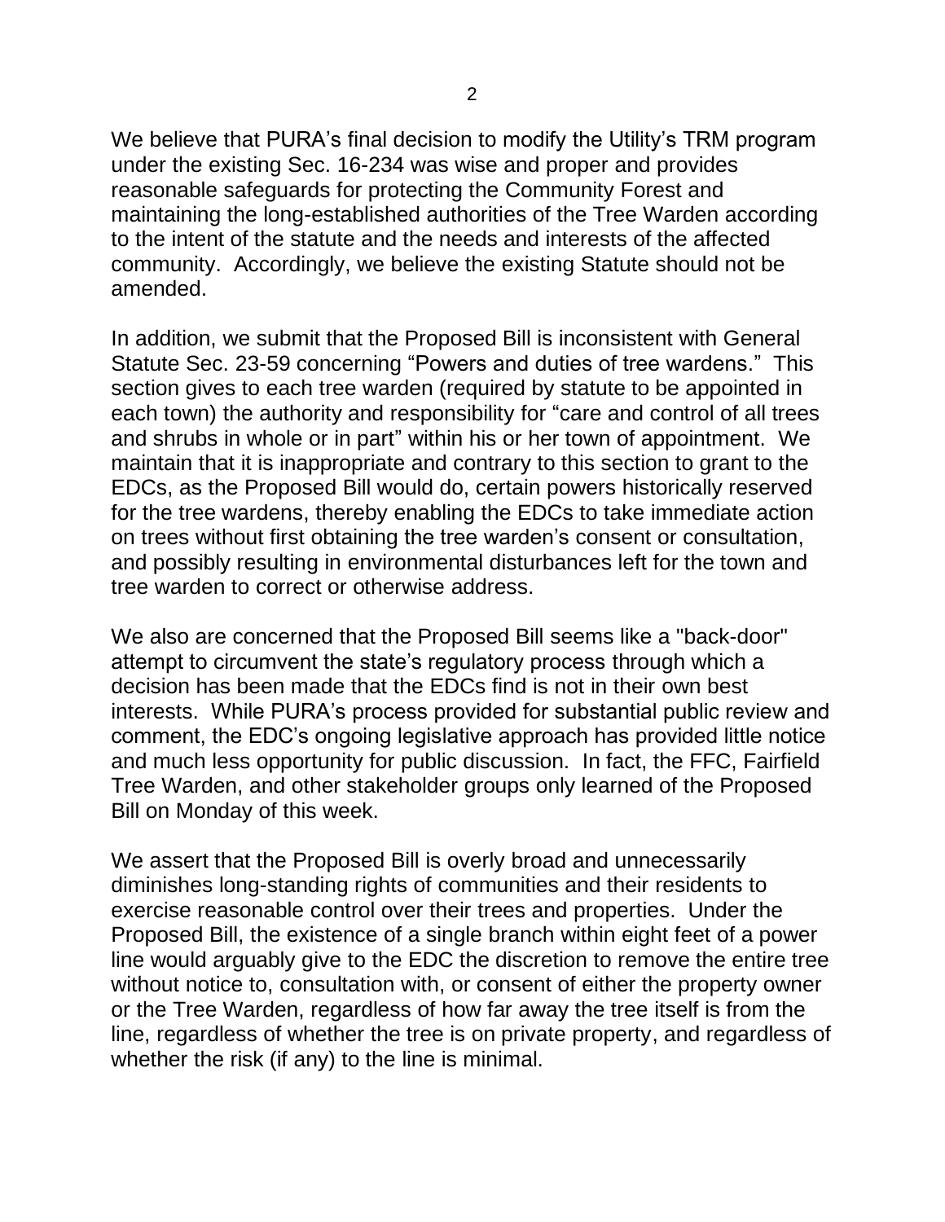We believe that PURA's final decision to modify the Utility's TRM program under the existing Sec. 16-234 was wise and proper and provides reasonable safeguards for protecting the Community Forest and maintaining the long-established authorities of the Tree Warden according to the intent of the statute and the needs and interests of the affected community. Accordingly, we believe the existing Statute should not be amended.

In addition, we submit that the Proposed Bill is inconsistent with General Statute Sec. 23-59 concerning "Powers and duties of tree wardens." This section gives to each tree warden (required by statute to be appointed in each town) the authority and responsibility for "care and control of all trees and shrubs in whole or in part" within his or her town of appointment. We maintain that it is inappropriate and contrary to this section to grant to the EDCs, as the Proposed Bill would do, certain powers historically reserved for the tree wardens, thereby enabling the EDCs to take immediate action on trees without first obtaining the tree warden's consent or consultation, and possibly resulting in environmental disturbances left for the town and tree warden to correct or otherwise address.

We also are concerned that the Proposed Bill seems like a "back-door" attempt to circumvent the state's regulatory process through which a decision has been made that the EDCs find is not in their own best interests. While PURA's process provided for substantial public review and comment, the EDC's ongoing legislative approach has provided little notice and much less opportunity for public discussion. In fact, the FFC, Fairfield Tree Warden, and other stakeholder groups only learned of the Proposed Bill on Monday of this week.

We assert that the Proposed Bill is overly broad and unnecessarily diminishes long-standing rights of communities and their residents to exercise reasonable control over their trees and properties. Under the Proposed Bill, the existence of a single branch within eight feet of a power line would arguably give to the EDC the discretion to remove the entire tree without notice to, consultation with, or consent of either the property owner or the Tree Warden, regardless of how far away the tree itself is from the line, regardless of whether the tree is on private property, and regardless of whether the risk (if any) to the line is minimal.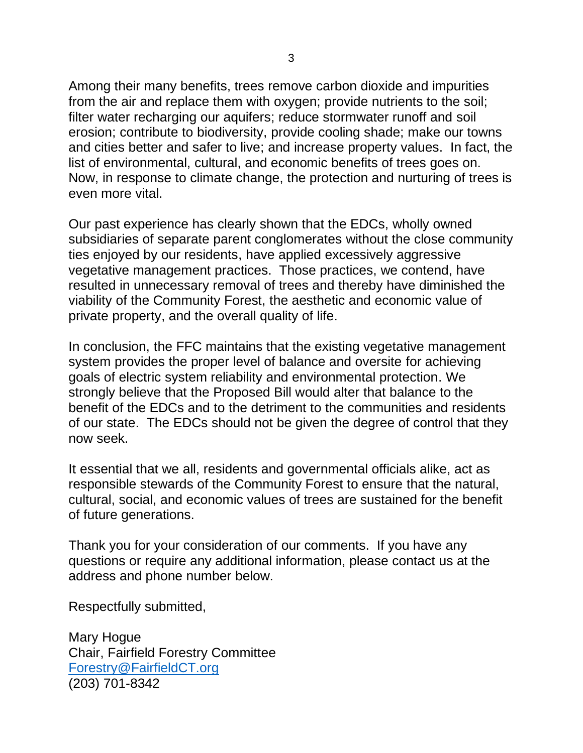Among their many benefits, trees remove carbon dioxide and impurities from the air and replace them with oxygen; provide nutrients to the soil; filter water recharging our aquifers; reduce stormwater runoff and soil erosion; contribute to biodiversity, provide cooling shade; make our towns and cities better and safer to live; and increase property values. In fact, the list of environmental, cultural, and economic benefits of trees goes on. Now, in response to climate change, the protection and nurturing of trees is even more vital.

Our past experience has clearly shown that the EDCs, wholly owned subsidiaries of separate parent conglomerates without the close community ties enjoyed by our residents, have applied excessively aggressive vegetative management practices. Those practices, we contend, have resulted in unnecessary removal of trees and thereby have diminished the viability of the Community Forest, the aesthetic and economic value of private property, and the overall quality of life.

In conclusion, the FFC maintains that the existing vegetative management system provides the proper level of balance and oversite for achieving goals of electric system reliability and environmental protection. We strongly believe that the Proposed Bill would alter that balance to the benefit of the EDCs and to the detriment to the communities and residents of our state. The EDCs should not be given the degree of control that they now seek.

It essential that we all, residents and governmental officials alike, act as responsible stewards of the Community Forest to ensure that the natural, cultural, social, and economic values of trees are sustained for the benefit of future generations.

Thank you for your consideration of our comments. If you have any questions or require any additional information, please contact us at the address and phone number below.

Respectfully submitted,

Mary Hogue
Chair, Fairfield Forestry Committee
Forestry@FairfieldCT.org
(203) 701-8342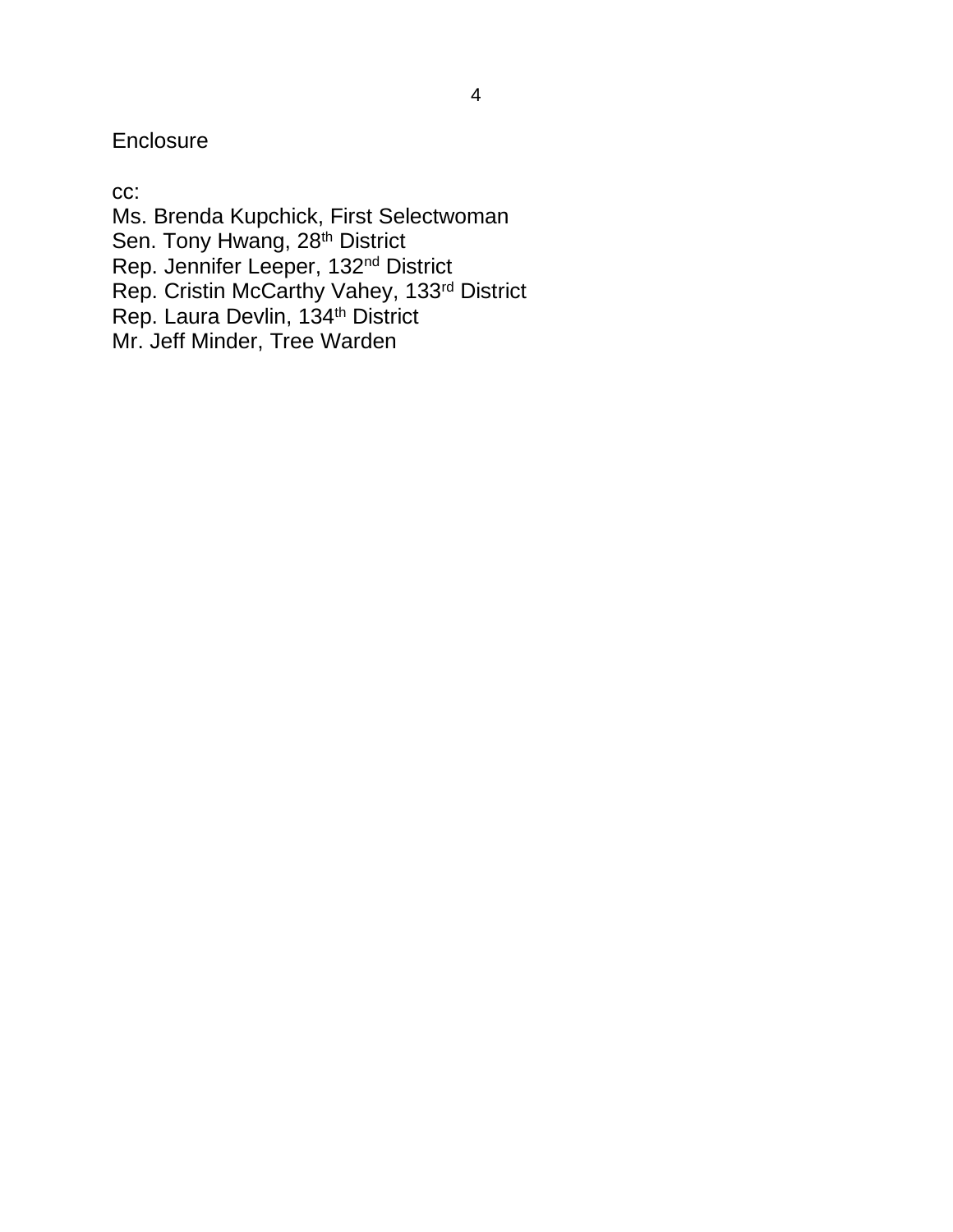Enclosure

cc:
Ms. Brenda Kupchick, First Selectwoman
Sen. Tony Hwang, 28th District
Rep. Jennifer Leeper, 132nd District
Rep. Cristin McCarthy Vahey, 133rd District
Rep. Laura Devlin, 134th District
Mr. Jeff Minder, Tree Warden